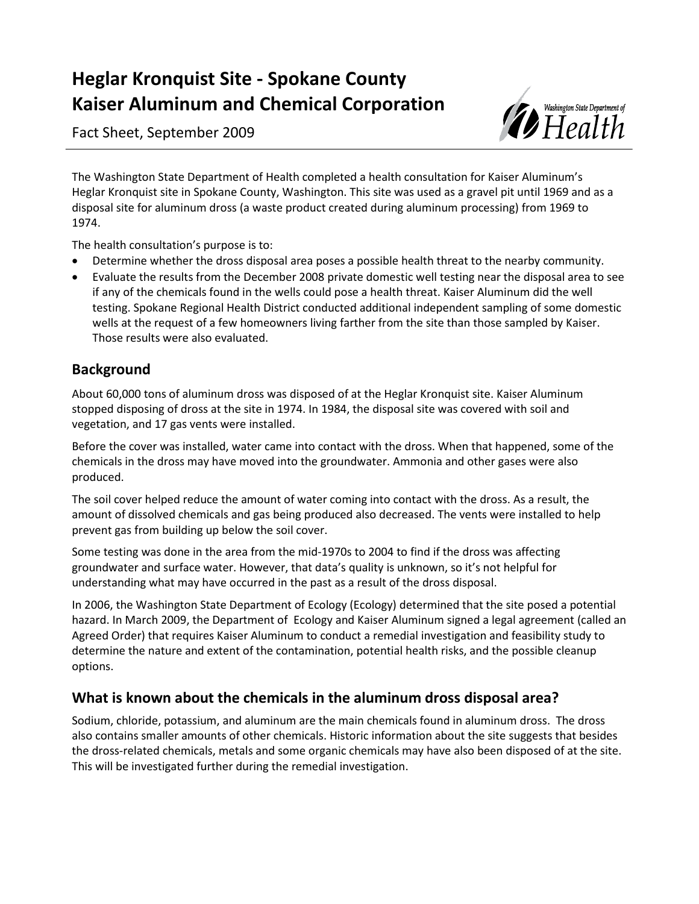# Heglar Kronquist Site - Spokane County
# Kaiser Aluminum and Chemical Corporation

Fact Sheet, September 2009

The Washington State Department of Health completed a health consultation for Kaiser Aluminum's Heglar Kronquist site in Spokane County, Washington. This site was used as a gravel pit until 1969 and as a disposal site for aluminum dross (a waste product created during aluminum processing) from 1969 to 1974.

The health consultation's purpose is to:

- Determine whether the dross disposal area poses a possible health threat to the nearby community.
- Evaluate the results from the December 2008 private domestic well testing near the disposal area to see if any of the chemicals found in the wells could pose a health threat. Kaiser Aluminum did the well testing. Spokane Regional Health District conducted additional independent sampling of some domestic wells at the request of a few homeowners living farther from the site than those sampled by Kaiser. Those results were also evaluated.

## Background

About 60,000 tons of aluminum dross was disposed of at the Heglar Kronquist site. Kaiser Aluminum stopped disposing of dross at the site in 1974. In 1984, the disposal site was covered with soil and vegetation, and 17 gas vents were installed.

Before the cover was installed, water came into contact with the dross. When that happened, some of the chemicals in the dross may have moved into the groundwater. Ammonia and other gases were also produced.

The soil cover helped reduce the amount of water coming into contact with the dross. As a result, the amount of dissolved chemicals and gas being produced also decreased. The vents were installed to help prevent gas from building up below the soil cover.

Some testing was done in the area from the mid-1970s to 2004 to find if the dross was affecting groundwater and surface water. However, that data's quality is unknown, so it's not helpful for understanding what may have occurred in the past as a result of the dross disposal.

In 2006, the Washington State Department of Ecology (Ecology) determined that the site posed a potential hazard. In March 2009, the Department of Ecology and Kaiser Aluminum signed a legal agreement (called an Agreed Order) that requires Kaiser Aluminum to conduct a remedial investigation and feasibility study to determine the nature and extent of the contamination, potential health risks, and the possible cleanup options.

## What is known about the chemicals in the aluminum dross disposal area?

Sodium, chloride, potassium, and aluminum are the main chemicals found in aluminum dross. The dross also contains smaller amounts of other chemicals. Historic information about the site suggests that besides the dross-related chemicals, metals and some organic chemicals may have also been disposed of at the site. This will be investigated further during the remedial investigation.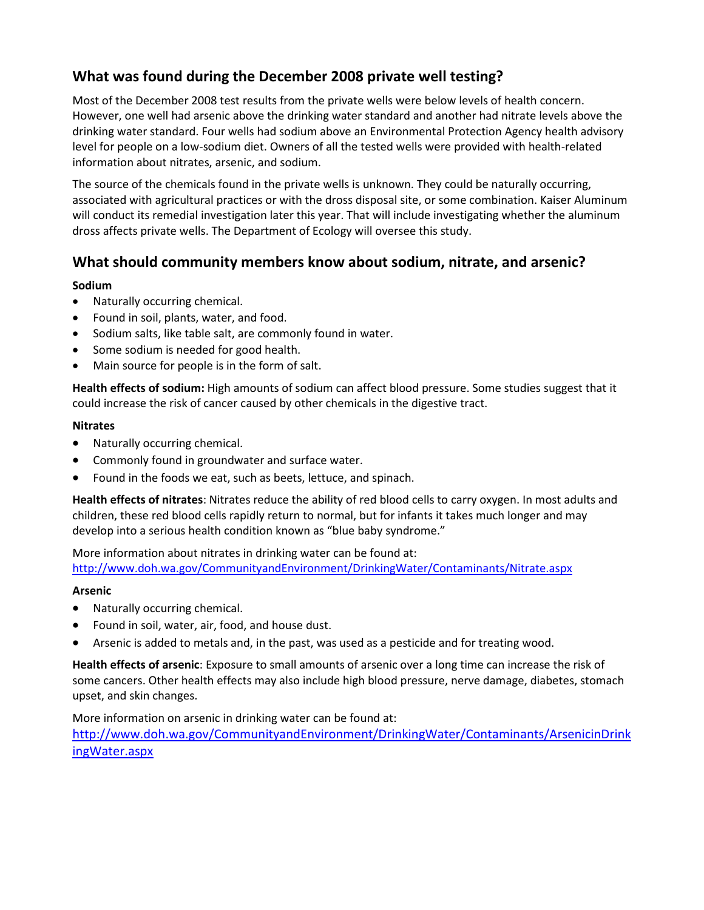## What was found during the December 2008 private well testing?

Most of the December 2008 test results from the private wells were below levels of health concern. However, one well had arsenic above the drinking water standard and another had nitrate levels above the drinking water standard. Four wells had sodium above an Environmental Protection Agency health advisory level for people on a low-sodium diet. Owners of all the tested wells were provided with health-related information about nitrates, arsenic, and sodium.

The source of the chemicals found in the private wells is unknown. They could be naturally occurring, associated with agricultural practices or with the dross disposal site, or some combination. Kaiser Aluminum will conduct its remedial investigation later this year. That will include investigating whether the aluminum dross affects private wells. The Department of Ecology will oversee this study.

## What should community members know about sodium, nitrate, and arsenic?

**Sodium**

- Naturally occurring chemical.
- Found in soil, plants, water, and food.
- Sodium salts, like table salt, are commonly found in water.
- Some sodium is needed for good health.
- Main source for people is in the form of salt.

**Health effects of sodium:** High amounts of sodium can affect blood pressure. Some studies suggest that it could increase the risk of cancer caused by other chemicals in the digestive tract.

**Nitrates**

- Naturally occurring chemical.
- Commonly found in groundwater and surface water.
- Found in the foods we eat, such as beets, lettuce, and spinach.

**Health effects of nitrates**: Nitrates reduce the ability of red blood cells to carry oxygen. In most adults and children, these red blood cells rapidly return to normal, but for infants it takes much longer and may develop into a serious health condition known as "blue baby syndrome."

More information about nitrates in drinking water can be found at:
http://www.doh.wa.gov/CommunityandEnvironment/DrinkingWater/Contaminants/Nitrate.aspx

**Arsenic**

- Naturally occurring chemical.
- Found in soil, water, air, food, and house dust.
- Arsenic is added to metals and, in the past, was used as a pesticide and for treating wood.

**Health effects of arsenic**: Exposure to small amounts of arsenic over a long time can increase the risk of some cancers. Other health effects may also include high blood pressure, nerve damage, diabetes, stomach upset, and skin changes.

More information on arsenic in drinking water can be found at:
http://www.doh.wa.gov/CommunityandEnvironment/DrinkingWater/Contaminants/ArsenicinDrinkingWater.aspx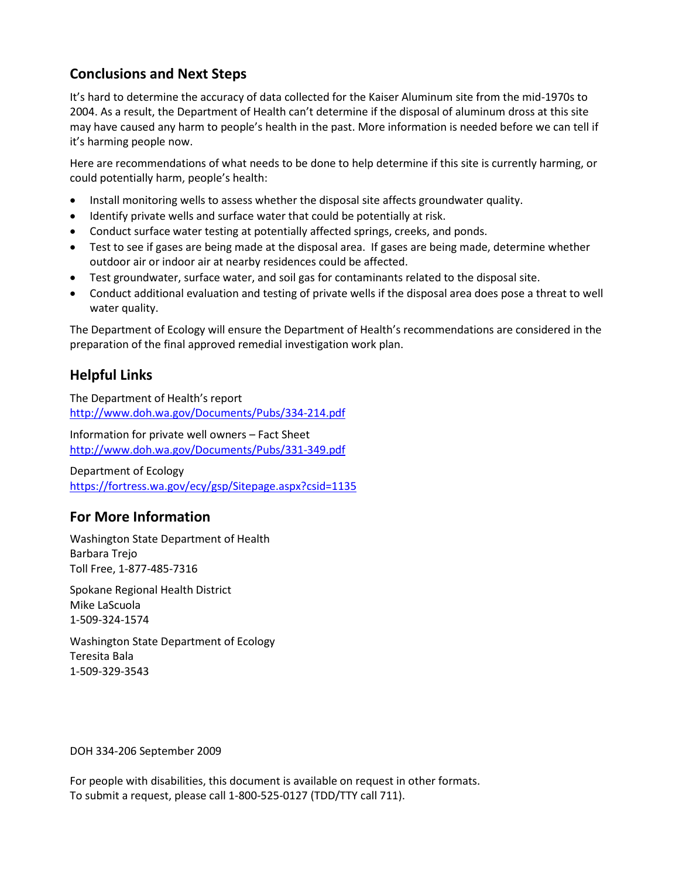## Conclusions and Next Steps

It's hard to determine the accuracy of data collected for the Kaiser Aluminum site from the mid-1970s to 2004. As a result, the Department of Health can't determine if the disposal of aluminum dross at this site may have caused any harm to people's health in the past. More information is needed before we can tell if it's harming people now.

Here are recommendations of what needs to be done to help determine if this site is currently harming, or could potentially harm, people's health:

- Install monitoring wells to assess whether the disposal site affects groundwater quality.
- Identify private wells and surface water that could be potentially at risk.
- Conduct surface water testing at potentially affected springs, creeks, and ponds.
- Test to see if gases are being made at the disposal area. If gases are being made, determine whether outdoor air or indoor air at nearby residences could be affected.
- Test groundwater, surface water, and soil gas for contaminants related to the disposal site.
- Conduct additional evaluation and testing of private wells if the disposal area does pose a threat to well water quality.

The Department of Ecology will ensure the Department of Health's recommendations are considered in the preparation of the final approved remedial investigation work plan.

## Helpful Links

The Department of Health's report
http://www.doh.wa.gov/Documents/Pubs/334-214.pdf

Information for private well owners – Fact Sheet
http://www.doh.wa.gov/Documents/Pubs/331-349.pdf

Department of Ecology
https://fortress.wa.gov/ecy/gsp/Sitepage.aspx?csid=1135

## For More Information

Washington State Department of Health
Barbara Trejo
Toll Free, 1-877-485-7316

Spokane Regional Health District
Mike LaScuola
1-509-324-1574

Washington State Department of Ecology
Teresita Bala
1-509-329-3543

DOH 334-206 September 2009

For people with disabilities, this document is available on request in other formats.
To submit a request, please call 1-800-525-0127 (TDD/TTY call 711).